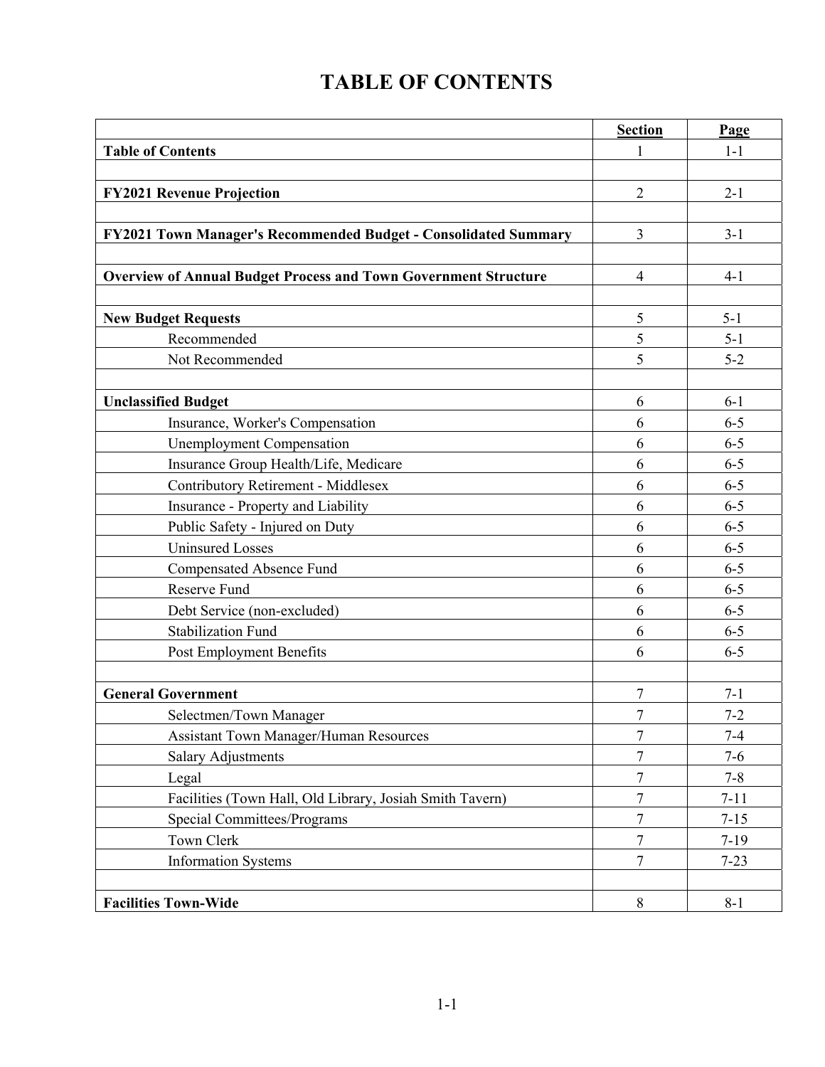# TABLE OF CONTENTS

| | Section | Page |
|---|---|---|
| **Table of Contents** | 1 | 1-1 |
| | | |
| **FY2021 Revenue Projection** | 2 | 2-1 |
| | | |
| **FY2021 Town Manager's Recommended Budget - Consolidated Summary** | 3 | 3-1 |
| | | |
| **Overview of Annual Budget Process and Town Government Structure** | 4 | 4-1 |
| | | |
| **New Budget Requests** | 5 | 5-1 |
| Recommended | 5 | 5-1 |
| Not Recommended | 5 | 5-2 |
| | | |
| **Unclassified Budget** | 6 | 6-1 |
| Insurance, Worker's Compensation | 6 | 6-5 |
| Unemployment Compensation | 6 | 6-5 |
| Insurance Group Health/Life, Medicare | 6 | 6-5 |
| Contributory Retirement - Middlesex | 6 | 6-5 |
| Insurance - Property and Liability | 6 | 6-5 |
| Public Safety - Injured on Duty | 6 | 6-5 |
| Uninsured Losses | 6 | 6-5 |
| Compensated Absence Fund | 6 | 6-5 |
| Reserve Fund | 6 | 6-5 |
| Debt Service (non-excluded) | 6 | 6-5 |
| Stabilization Fund | 6 | 6-5 |
| Post Employment Benefits | 6 | 6-5 |
| | | |
| **General Government** | 7 | 7-1 |
| Selectmen/Town Manager | 7 | 7-2 |
| Assistant Town Manager/Human Resources | 7 | 7-4 |
| Salary Adjustments | 7 | 7-6 |
| Legal | 7 | 7-8 |
| Facilities (Town Hall, Old Library, Josiah Smith Tavern) | 7 | 7-11 |
| Special Committees/Programs | 7 | 7-15 |
| Town Clerk | 7 | 7-19 |
| Information Systems | 7 | 7-23 |
| | | |
| **Facilities Town-Wide** | 8 | 8-1 |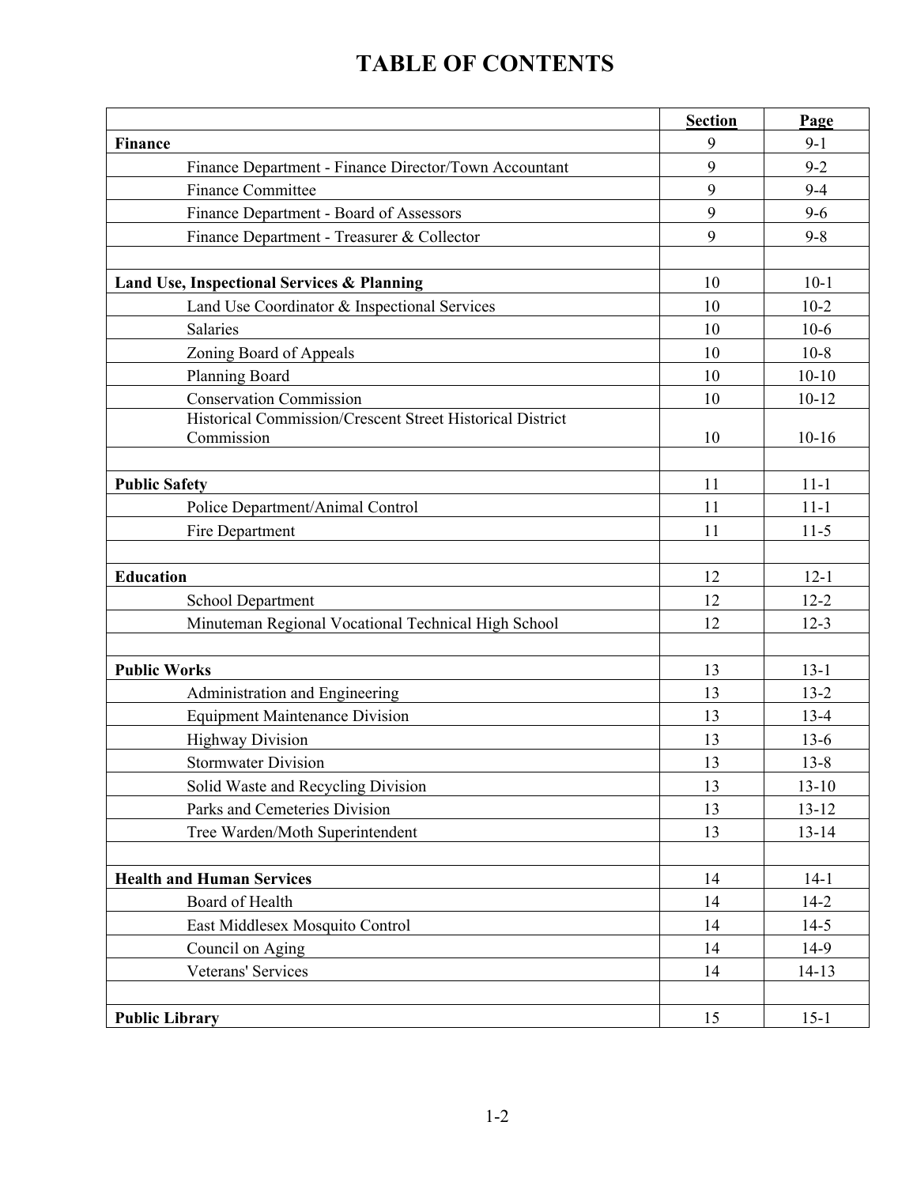# TABLE OF CONTENTS

| | Section | Page |
|---|---|---|
| **Finance** | 9 | 9-1 |
| Finance Department - Finance Director/Town Accountant | 9 | 9-2 |
| Finance Committee | 9 | 9-4 |
| Finance Department - Board of Assessors | 9 | 9-6 |
| Finance Department - Treasurer & Collector | 9 | 9-8 |
| | | |
| **Land Use, Inspectional Services & Planning** | 10 | 10-1 |
| Land Use Coordinator & Inspectional Services | 10 | 10-2 |
| Salaries | 10 | 10-6 |
| Zoning Board of Appeals | 10 | 10-8 |
| Planning Board | 10 | 10-10 |
| Conservation Commission | 10 | 10-12 |
| Historical Commission/Crescent Street Historical District Commission | 10 | 10-16 |
| | | |
| **Public Safety** | 11 | 11-1 |
| Police Department/Animal Control | 11 | 11-1 |
| Fire Department | 11 | 11-5 |
| | | |
| **Education** | 12 | 12-1 |
| School Department | 12 | 12-2 |
| Minuteman Regional Vocational Technical High School | 12 | 12-3 |
| | | |
| **Public Works** | 13 | 13-1 |
| Administration and Engineering | 13 | 13-2 |
| Equipment Maintenance Division | 13 | 13-4 |
| Highway Division | 13 | 13-6 |
| Stormwater Division | 13 | 13-8 |
| Solid Waste and Recycling Division | 13 | 13-10 |
| Parks and Cemeteries Division | 13 | 13-12 |
| Tree Warden/Moth Superintendent | 13 | 13-14 |
| | | |
| **Health and Human Services** | 14 | 14-1 |
| Board of Health | 14 | 14-2 |
| East Middlesex Mosquito Control | 14 | 14-5 |
| Council on Aging | 14 | 14-9 |
| Veterans' Services | 14 | 14-13 |
| | | |
| **Public Library** | 15 | 15-1 |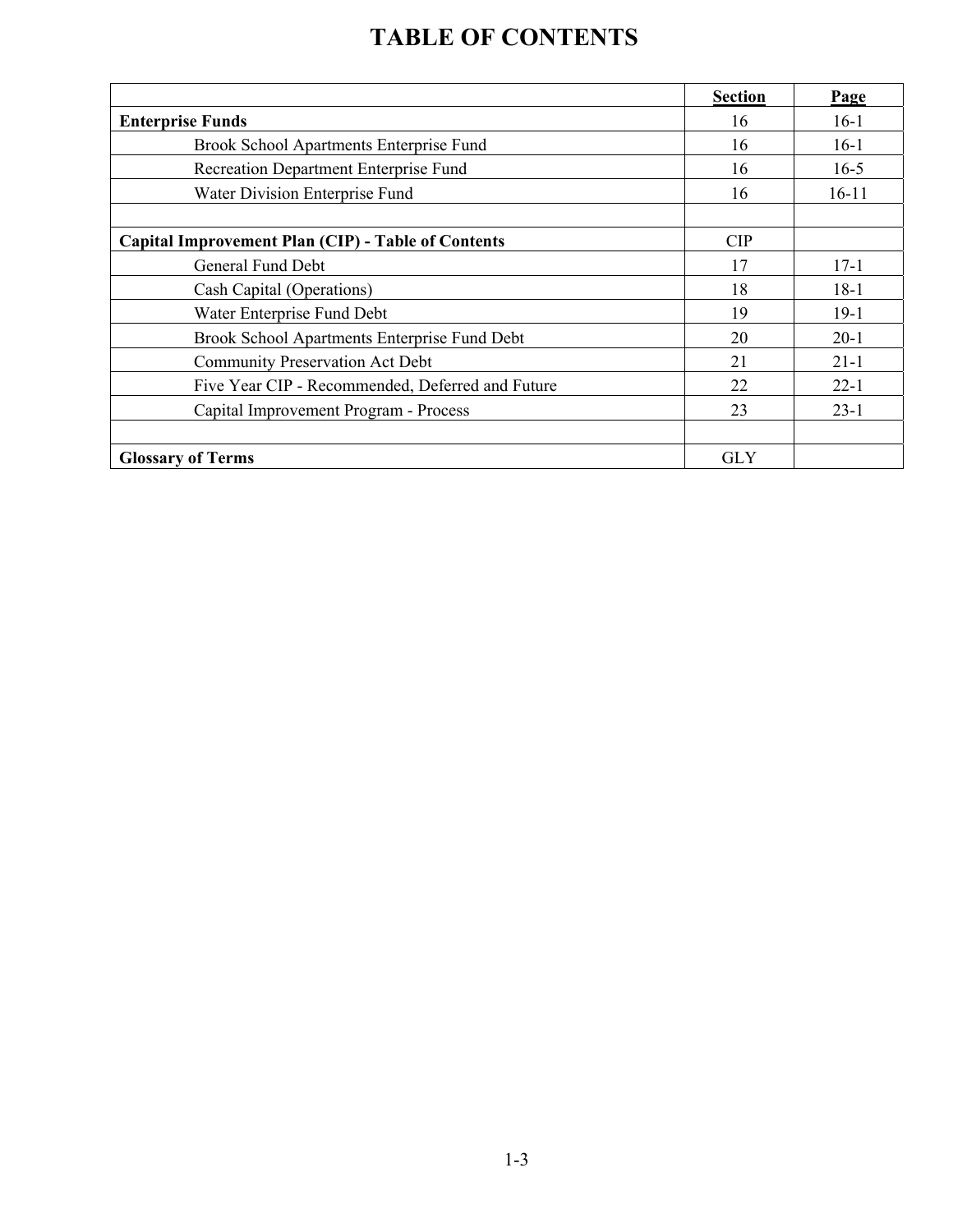# TABLE OF CONTENTS

| | Section | Page |
|---|---|---|
| **Enterprise Funds** | 16 | 16-1 |
| Brook School Apartments Enterprise Fund | 16 | 16-1 |
| Recreation Department Enterprise Fund | 16 | 16-5 |
| Water Division Enterprise Fund | 16 | 16-11 |
| | | |
| **Capital Improvement Plan (CIP) - Table of Contents** | CIP | |
| General Fund Debt | 17 | 17-1 |
| Cash Capital (Operations) | 18 | 18-1 |
| Water Enterprise Fund Debt | 19 | 19-1 |
| Brook School Apartments Enterprise Fund Debt | 20 | 20-1 |
| Community Preservation Act Debt | 21 | 21-1 |
| Five Year CIP - Recommended, Deferred and Future | 22 | 22-1 |
| Capital Improvement Program - Process | 23 | 23-1 |
| | | |
| **Glossary of Terms** | GLY | |